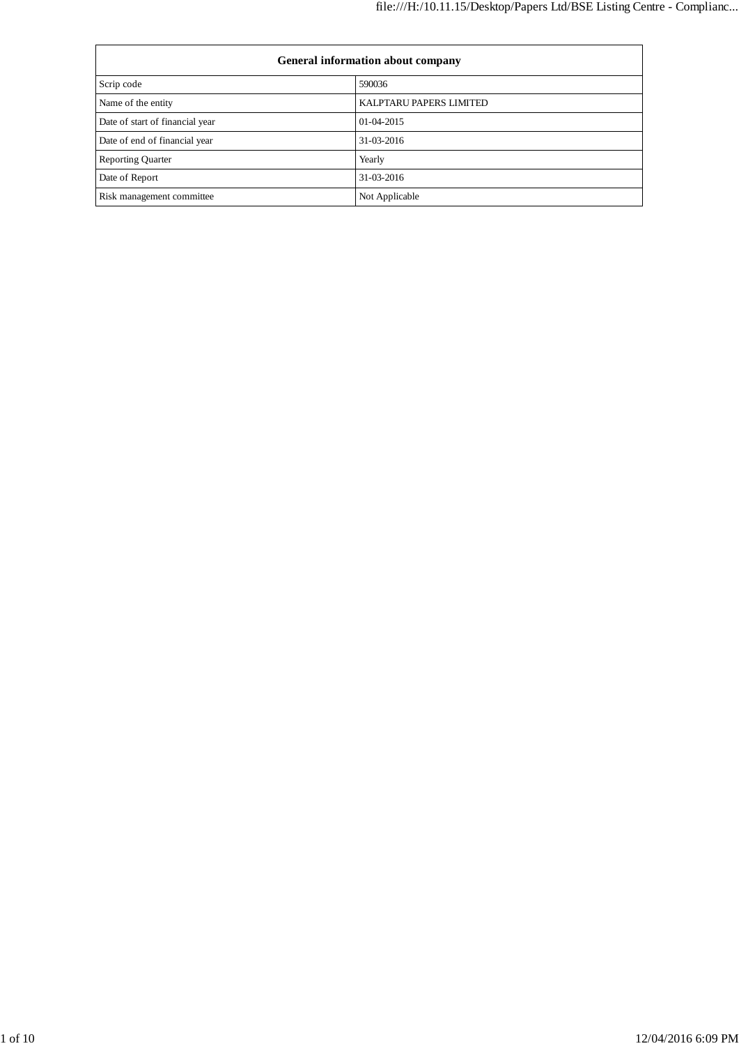| General information about company | |
|---|---|
| Scrip code | 590036 |
| Name of the entity | KALPTARU PAPERS LIMITED |
| Date of start of financial year | 01-04-2015 |
| Date of end of financial year | 31-03-2016 |
| Reporting Quarter | Yearly |
| Date of Report | 31-03-2016 |
| Risk management committee | Not Applicable |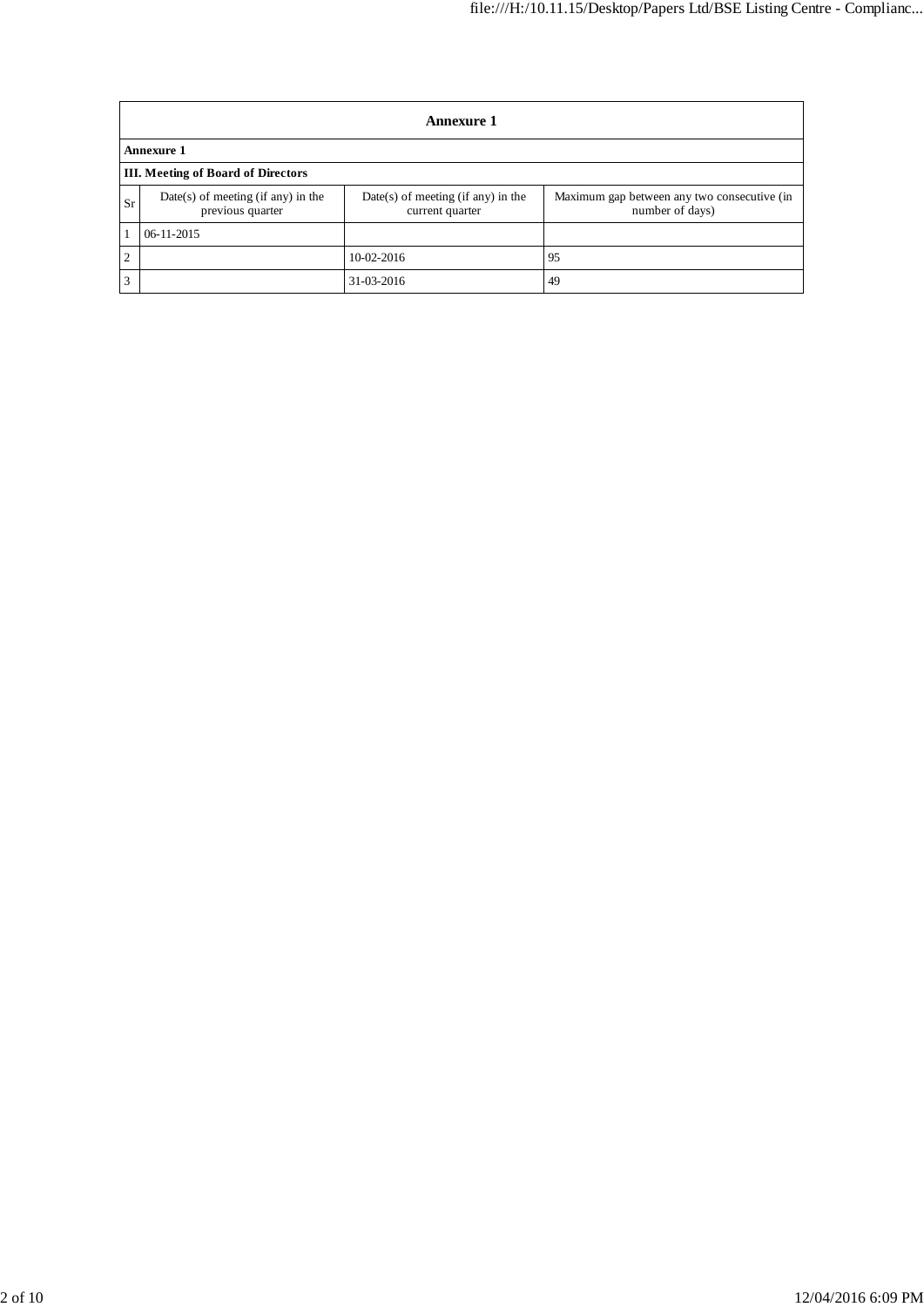| Annexure 1 | | | |
|---|---|---|---|
| **Annexure 1** | | | |
| **III. Meeting of Board of Directors** | | | |
| Sr | Date(s) of meeting (if any) in the previous quarter | Date(s) of meeting (if any) in the current quarter | Maximum gap between any two consecutive (in number of days) |
| 1 | 06-11-2015 | | |
| 2 | | 10-02-2016 | 95 |
| 3 | | 31-03-2016 | 49 |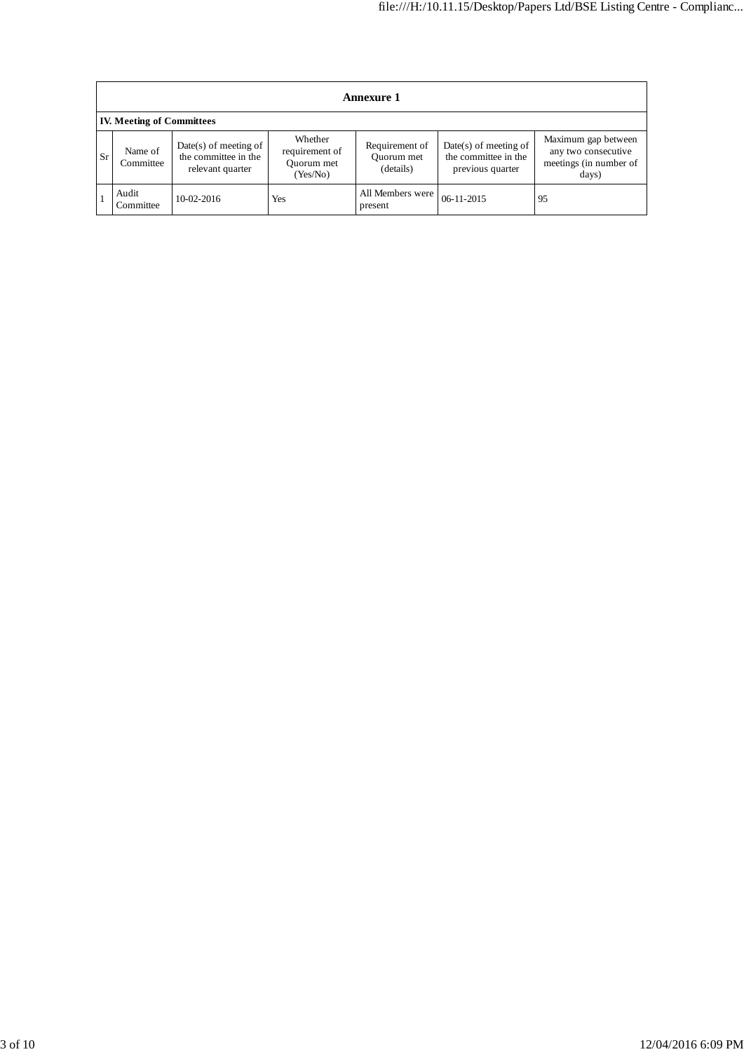## Annexure 1

### IV. Meeting of Committees

| Sr | Name of Committee | Date(s) of meeting of the committee in the relevant quarter | Whether requirement of Quorum met (Yes/No) | Requirement of Quorum met (details) | Date(s) of meeting of the committee in the previous quarter | Maximum gap between any two consecutive meetings (in number of days) |
|---|---|---|---|---|---|---|
| 1 | Audit Committee | 10-02-2016 | Yes | All Members were present | 06-11-2015 | 95 |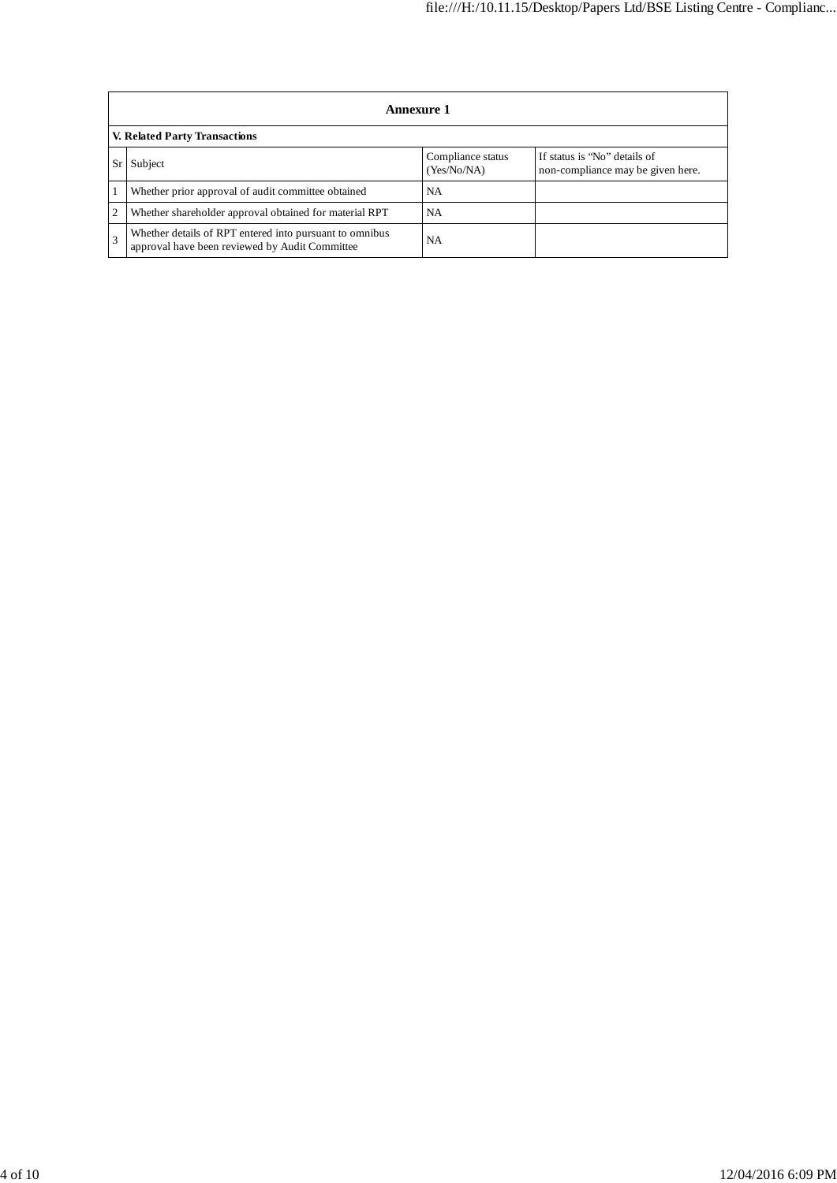| Annexure 1 | | | |
|---|---|---|---|
| **V. Related Party Transactions** | | | |
| Sr | Subject | Compliance status (Yes/No/NA) | If status is "No" details of non-compliance may be given here. |
| 1 | Whether prior approval of audit committee obtained | NA | |
| 2 | Whether shareholder approval obtained for material RPT | NA | |
| 3 | Whether details of RPT entered into pursuant to omnibus approval have been reviewed by Audit Committee | NA | |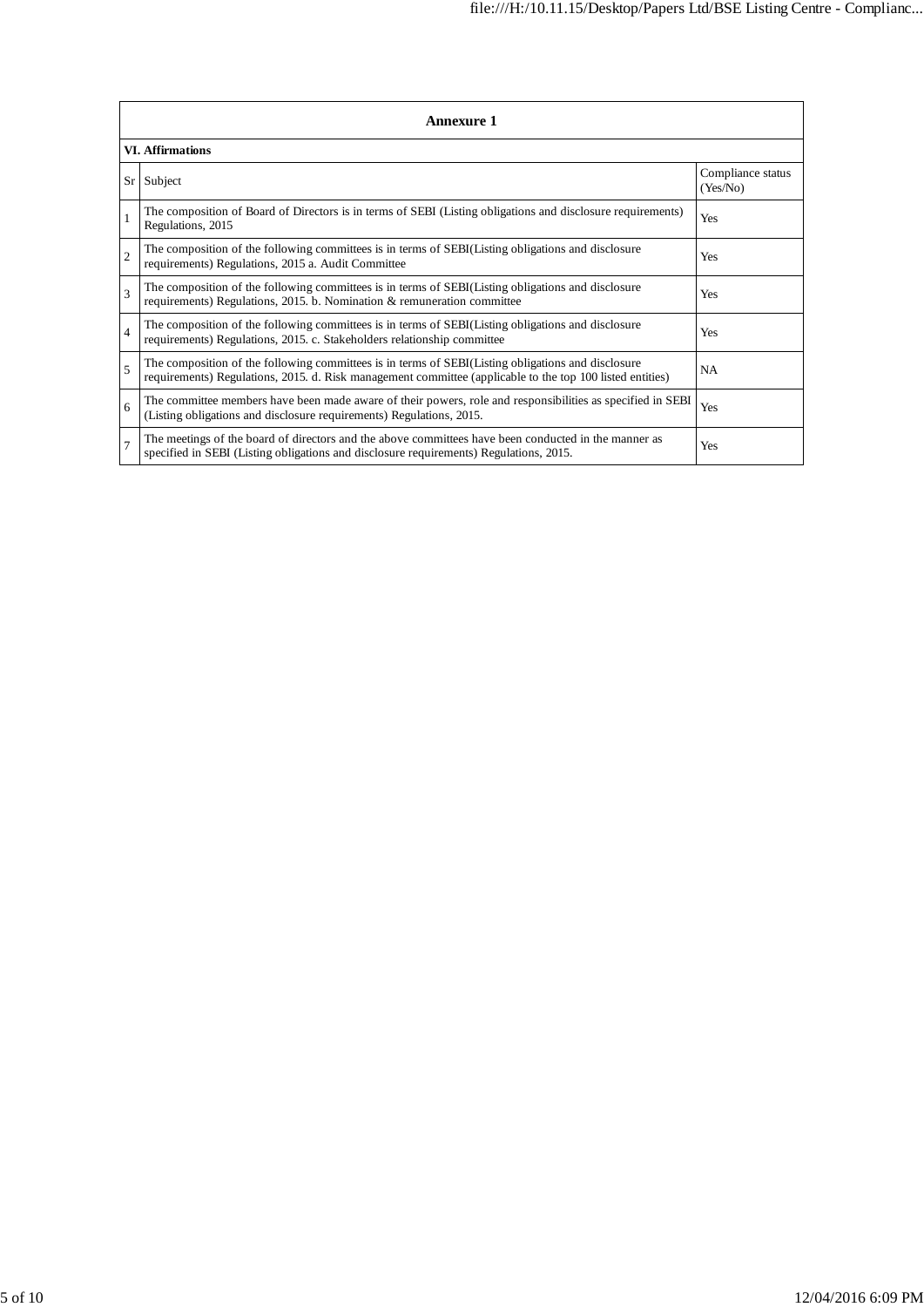| Annexure 1 | | |
|---|---|---|
| **VI. Affirmations** | | |
| Sr | Subject | Compliance status (Yes/No) |
| 1 | The composition of Board of Directors is in terms of SEBI (Listing obligations and disclosure requirements) Regulations, 2015 | Yes |
| 2 | The composition of the following committees is in terms of SEBI(Listing obligations and disclosure requirements) Regulations, 2015 a. Audit Committee | Yes |
| 3 | The composition of the following committees is in terms of SEBI(Listing obligations and disclosure requirements) Regulations, 2015. b. Nomination & remuneration committee | Yes |
| 4 | The composition of the following committees is in terms of SEBI(Listing obligations and disclosure requirements) Regulations, 2015. c. Stakeholders relationship committee | Yes |
| 5 | The composition of the following committees is in terms of SEBI(Listing obligations and disclosure requirements) Regulations, 2015. d. Risk management committee (applicable to the top 100 listed entities) | NA |
| 6 | The committee members have been made aware of their powers, role and responsibilities as specified in SEBI (Listing obligations and disclosure requirements) Regulations, 2015. | Yes |
| 7 | The meetings of the board of directors and the above committees have been conducted in the manner as specified in SEBI (Listing obligations and disclosure requirements) Regulations, 2015. | Yes |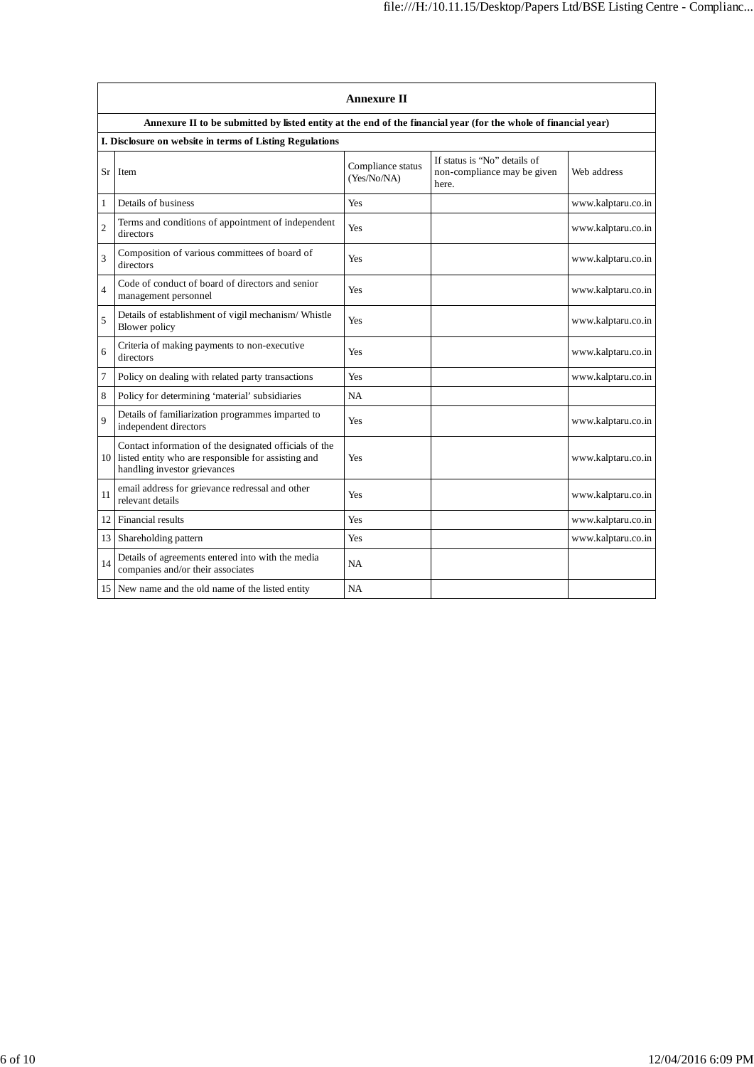## Annexure II

**Annexure II to be submitted by listed entity at the end of the financial year (for the whole of financial year)**

**I. Disclosure on website in terms of Listing Regulations**

| Sr | Item | Compliance status (Yes/No/NA) | If status is "No" details of non-compliance may be given here. | Web address |
|---|---|---|---|---|
| 1 | Details of business | Yes | | www.kalptaru.co.in |
| 2 | Terms and conditions of appointment of independent directors | Yes | | www.kalptaru.co.in |
| 3 | Composition of various committees of board of directors | Yes | | www.kalptaru.co.in |
| 4 | Code of conduct of board of directors and senior management personnel | Yes | | www.kalptaru.co.in |
| 5 | Details of establishment of vigil mechanism/ Whistle Blower policy | Yes | | www.kalptaru.co.in |
| 6 | Criteria of making payments to non-executive directors | Yes | | www.kalptaru.co.in |
| 7 | Policy on dealing with related party transactions | Yes | | www.kalptaru.co.in |
| 8 | Policy for determining 'material' subsidiaries | NA | | |
| 9 | Details of familiarization programmes imparted to independent directors | Yes | | www.kalptaru.co.in |
| 10 | Contact information of the designated officials of the listed entity who are responsible for assisting and handling investor grievances | Yes | | www.kalptaru.co.in |
| 11 | email address for grievance redressal and other relevant details | Yes | | www.kalptaru.co.in |
| 12 | Financial results | Yes | | www.kalptaru.co.in |
| 13 | Shareholding pattern | Yes | | www.kalptaru.co.in |
| 14 | Details of agreements entered into with the media companies and/or their associates | NA | | |
| 15 | New name and the old name of the listed entity | NA | | |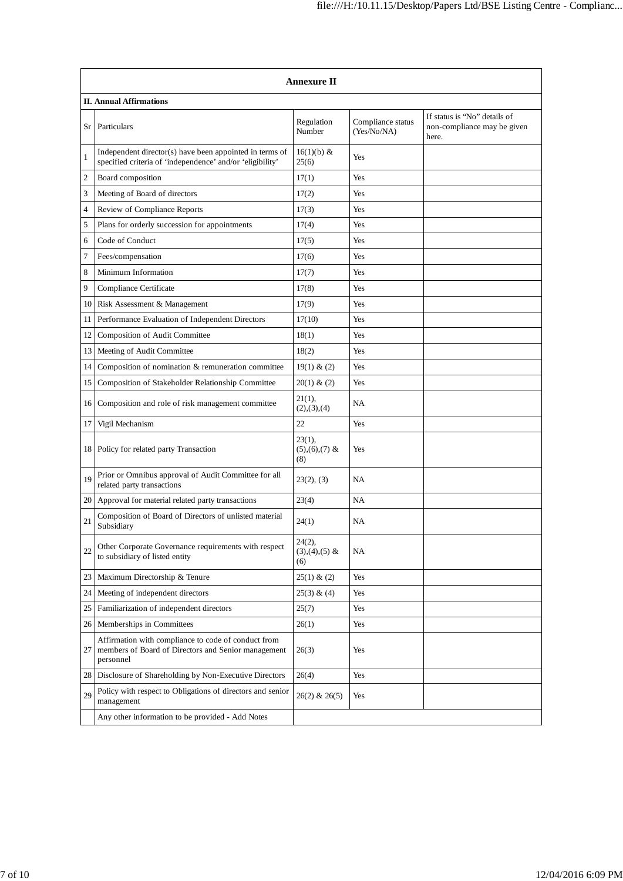## Annexure II

**II. Annual Affirmations**

| Sr | Particulars | Regulation Number | Compliance status (Yes/No/NA) | If status is "No" details of non-compliance may be given here. |
|---|---|---|---|---|
| 1 | Independent director(s) have been appointed in terms of specified criteria of 'independence' and/or 'eligibility' | 16(1)(b) & 25(6) | Yes | |
| 2 | Board composition | 17(1) | Yes | |
| 3 | Meeting of Board of directors | 17(2) | Yes | |
| 4 | Review of Compliance Reports | 17(3) | Yes | |
| 5 | Plans for orderly succession for appointments | 17(4) | Yes | |
| 6 | Code of Conduct | 17(5) | Yes | |
| 7 | Fees/compensation | 17(6) | Yes | |
| 8 | Minimum Information | 17(7) | Yes | |
| 9 | Compliance Certificate | 17(8) | Yes | |
| 10 | Risk Assessment & Management | 17(9) | Yes | |
| 11 | Performance Evaluation of Independent Directors | 17(10) | Yes | |
| 12 | Composition of Audit Committee | 18(1) | Yes | |
| 13 | Meeting of Audit Committee | 18(2) | Yes | |
| 14 | Composition of nomination & remuneration committee | 19(1) & (2) | Yes | |
| 15 | Composition of Stakeholder Relationship Committee | 20(1) & (2) | Yes | |
| 16 | Composition and role of risk management committee | 21(1),(2),(3),(4) | NA | |
| 17 | Vigil Mechanism | 22 | Yes | |
| 18 | Policy for related party Transaction | 23(1),(5),(6),(7) & (8) | Yes | |
| 19 | Prior or Omnibus approval of Audit Committee for all related party transactions | 23(2), (3) | NA | |
| 20 | Approval for material related party transactions | 23(4) | NA | |
| 21 | Composition of Board of Directors of unlisted material Subsidiary | 24(1) | NA | |
| 22 | Other Corporate Governance requirements with respect to subsidiary of listed entity | 24(2),(3),(4),(5) & (6) | NA | |
| 23 | Maximum Directorship & Tenure | 25(1) & (2) | Yes | |
| 24 | Meeting of independent directors | 25(3) & (4) | Yes | |
| 25 | Familiarization of independent directors | 25(7) | Yes | |
| 26 | Memberships in Committees | 26(1) | Yes | |
| 27 | Affirmation with compliance to code of conduct from members of Board of Directors and Senior management personnel | 26(3) | Yes | |
| 28 | Disclosure of Shareholding by Non-Executive Directors | 26(4) | Yes | |
| 29 | Policy with respect to Obligations of directors and senior management | 26(2) & 26(5) | Yes | |
| | Any other information to be provided - Add Notes | | | |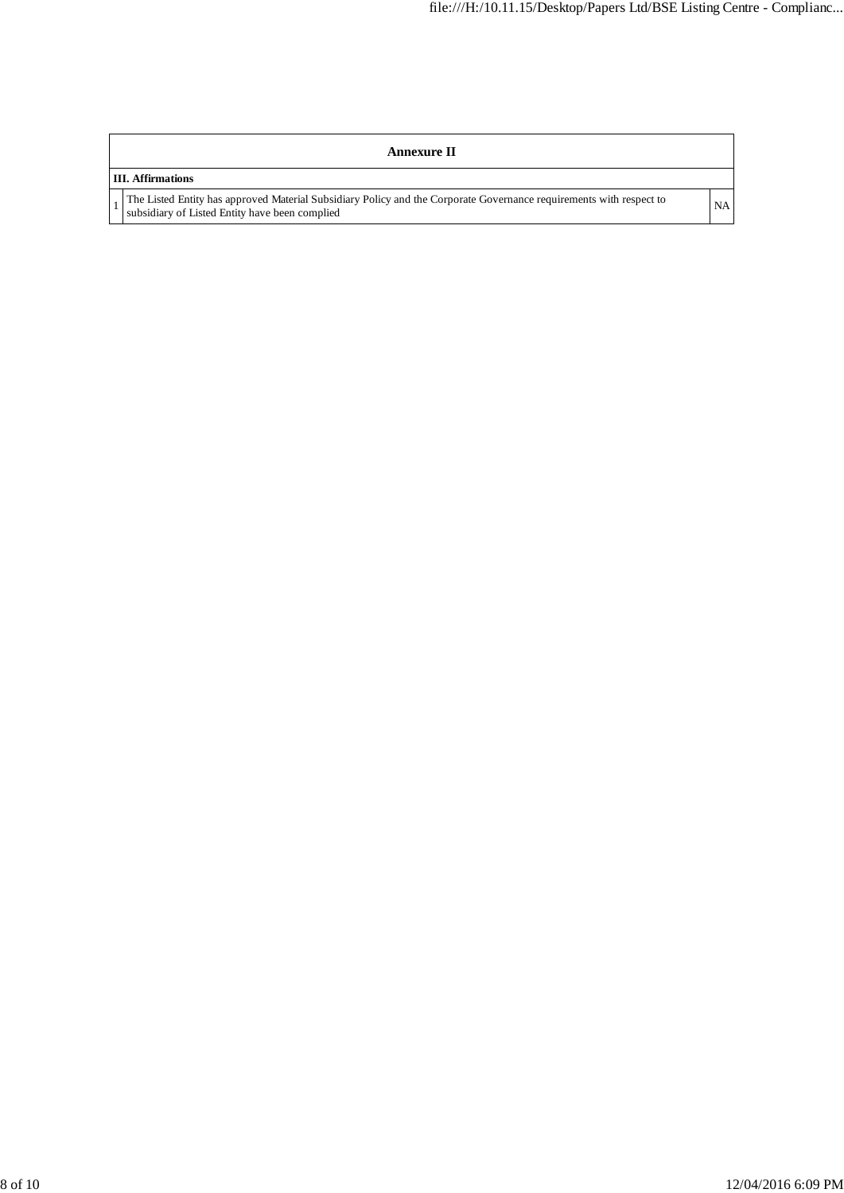| Annexure II | | |
|---|---|---|
| **III. Affirmations** | | |
| 1 | The Listed Entity has approved Material Subsidiary Policy and the Corporate Governance requirements with respect to subsidiary of Listed Entity have been complied | NA |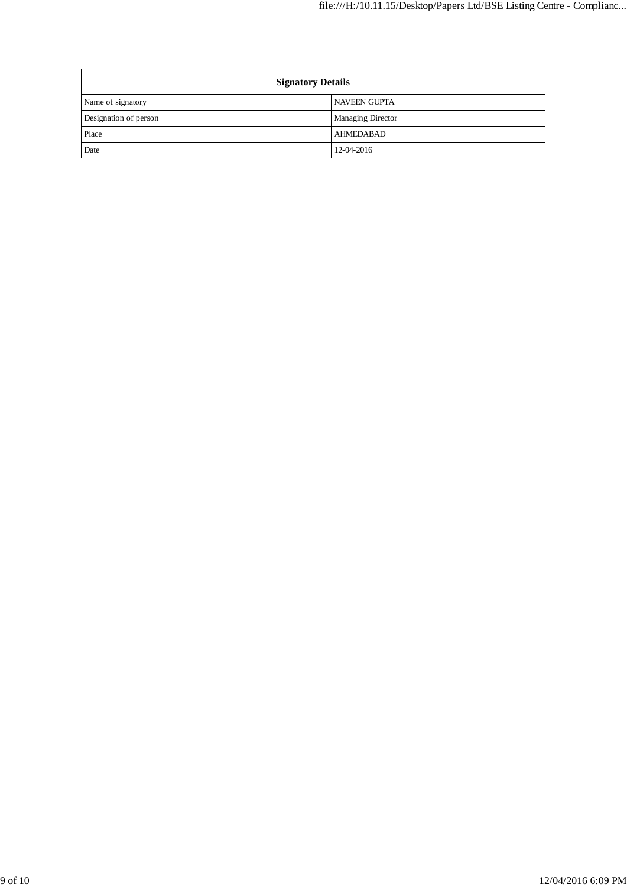| Signatory Details | |
| --- | --- |
| Name of signatory | NAVEEN GUPTA |
| Designation of person | Managing Director |
| Place | AHMEDABAD |
| Date | 12-04-2016 |